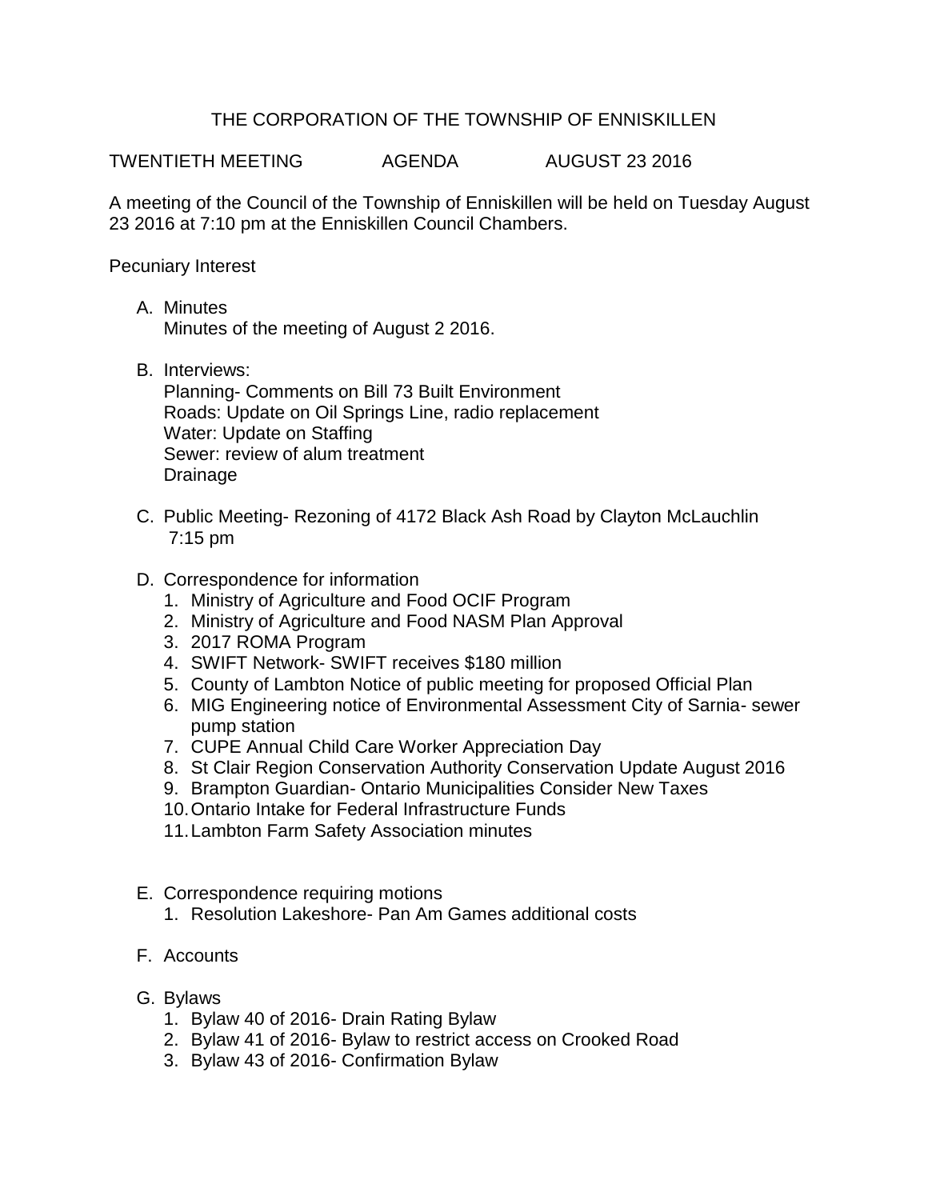# THE CORPORATION OF THE TOWNSHIP OF ENNISKILLEN

TWENTIETH MEETING    AGENDA    AUGUST 23 2016

A meeting of the Council of the Township of Enniskillen will be held on Tuesday August 23 2016 at 7:10 pm at the Enniskillen Council Chambers.

Pecuniary Interest

A. Minutes
   Minutes of the meeting of August 2 2016.

B. Interviews:
   Planning- Comments on Bill 73 Built Environment
   Roads: Update on Oil Springs Line, radio replacement
   Water: Update on Staffing
   Sewer: review of alum treatment
   Drainage

C. Public Meeting- Rezoning of 4172 Black Ash Road by Clayton McLauchlin 7:15 pm

D. Correspondence for information
   1. Ministry of Agriculture and Food OCIF Program
   2. Ministry of Agriculture and Food NASM Plan Approval
   3. 2017 ROMA Program
   4. SWIFT Network- SWIFT receives $180 million
   5. County of Lambton Notice of public meeting for proposed Official Plan
   6. MIG Engineering notice of Environmental Assessment City of Sarnia- sewer pump station
   7. CUPE Annual Child Care Worker Appreciation Day
   8. St Clair Region Conservation Authority Conservation Update August 2016
   9. Brampton Guardian- Ontario Municipalities Consider New Taxes
   10. Ontario Intake for Federal Infrastructure Funds
   11. Lambton Farm Safety Association minutes

E. Correspondence requiring motions
   1. Resolution Lakeshore- Pan Am Games additional costs

F. Accounts

G. Bylaws
   1. Bylaw 40 of 2016- Drain Rating Bylaw
   2. Bylaw 41 of 2016- Bylaw to restrict access on Crooked Road
   3. Bylaw 43 of 2016- Confirmation Bylaw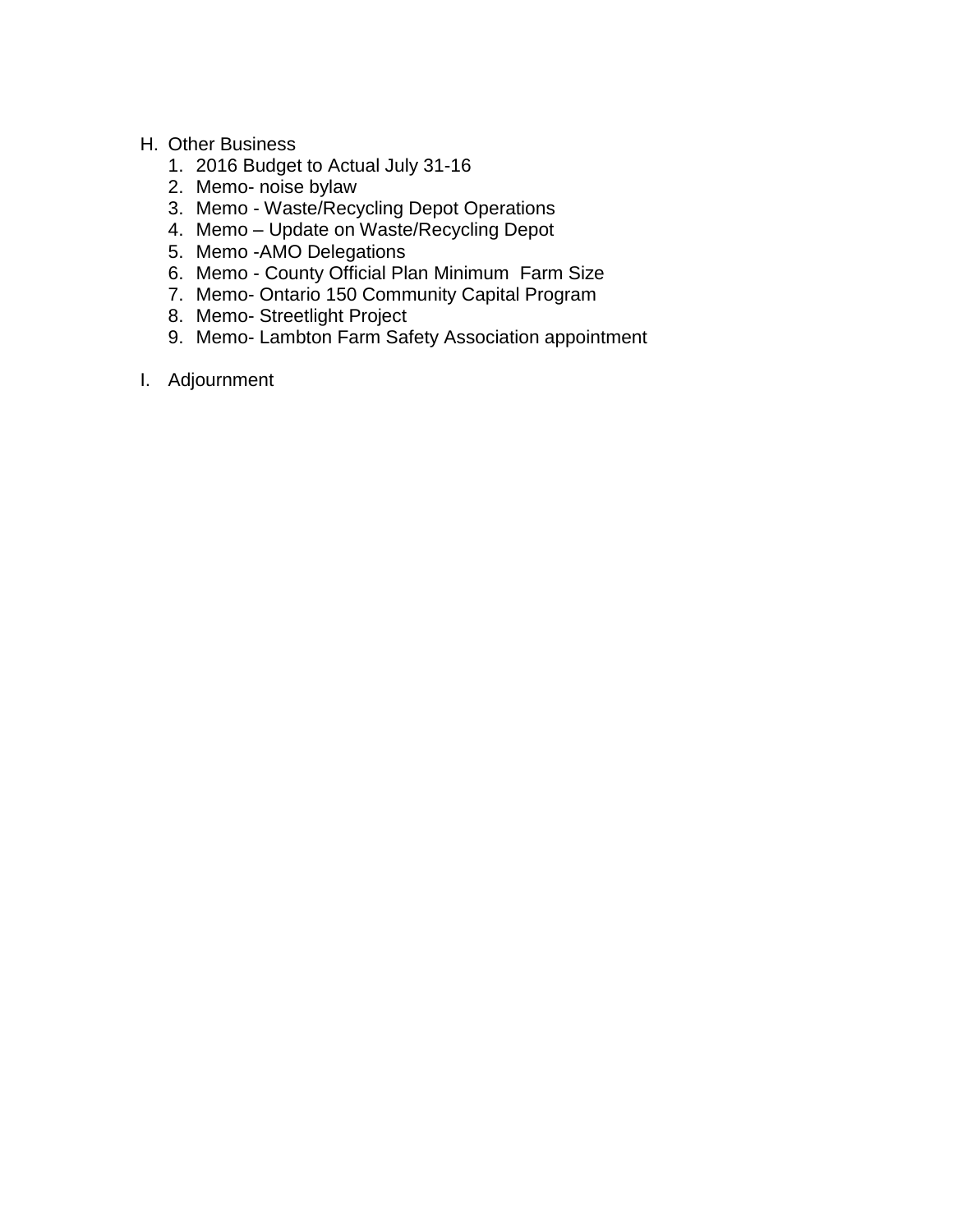H. Other Business
   1. 2016 Budget to Actual July 31-16
   2. Memo- noise bylaw
   3. Memo - Waste/Recycling Depot Operations
   4. Memo – Update on Waste/Recycling Depot
   5. Memo -AMO Delegations
   6. Memo - County Official Plan Minimum Farm Size
   7. Memo- Ontario 150 Community Capital Program
   8. Memo- Streetlight Project
   9. Memo- Lambton Farm Safety Association appointment

I. Adjournment